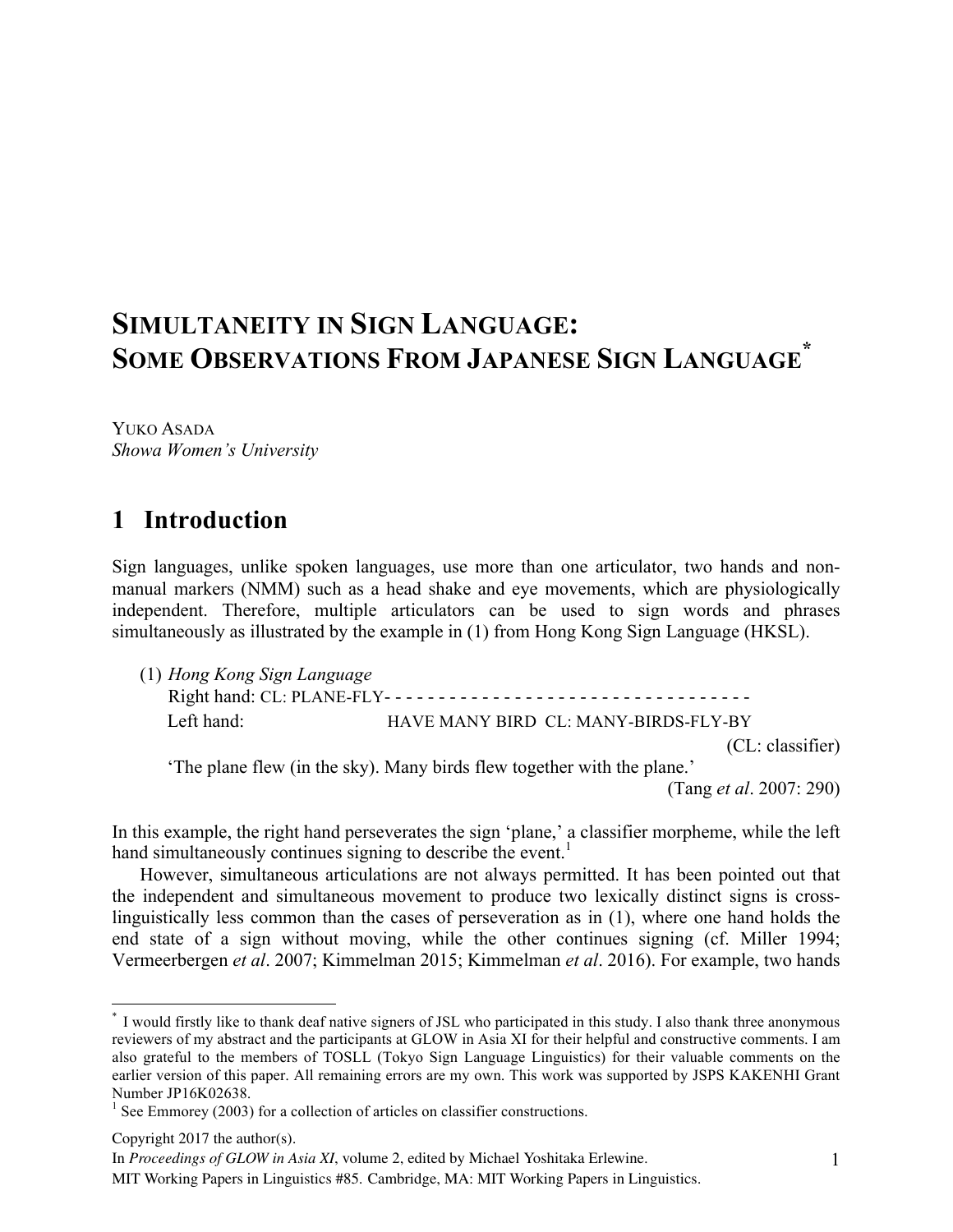# SIMULTANEITY IN SIGN LANGUAGE: SOME OBSERVATIONS FROM JAPANESE SIGN LANGUAGE*

YUKO ASADA
*Showa Women's University*

## 1 Introduction

Sign languages, unlike spoken languages, use more than one articulator, two hands and non-manual markers (NMM) such as a head shake and eye movements, which are physiologically independent. Therefore, multiple articulators can be used to sign words and phrases simultaneously as illustrated by the example in (1) from Hong Kong Sign Language (HKSL).

(1) *Hong Kong Sign Language*

Right hand: CL: PLANE-FLY- - - - - - - - - - - - - - - - - - - - - - - - - - - - - - - - - - -
Left hand: HAVE MANY BIRD CL: MANY-BIRDS-FLY-BY

(CL: classifier)

'The plane flew (in the sky). Many birds flew together with the plane.'

(Tang *et al*. 2007: 290)

In this example, the right hand perseverates the sign 'plane,' a classifier morpheme, while the left hand simultaneously continues signing to describe the event.[1]

However, simultaneous articulations are not always permitted. It has been pointed out that the independent and simultaneous movement to produce two lexically distinct signs is cross-linguistically less common than the cases of perseveration as in (1), where one hand holds the end state of a sign without moving, while the other continues signing (cf. Miller 1994; Vermeerbergen *et al*. 2007; Kimmelman 2015; Kimmelman *et al*. 2016). For example, two hands

---

* I would firstly like to thank deaf native signers of JSL who participated in this study. I also thank three anonymous reviewers of my abstract and the participants at GLOW in Asia XI for their helpful and constructive comments. I am also grateful to the members of TOSLL (Tokyo Sign Language Linguistics) for their valuable comments on the earlier version of this paper. All remaining errors are my own. This work was supported by JSPS KAKENHI Grant Number JP16K02638.

[1] See Emmorey (2003) for a collection of articles on classifier constructions.

Copyright 2017 the author(s).

In *Proceedings of GLOW in Asia XI*, volume 2, edited by Michael Yoshitaka Erlewine.

MIT Working Papers in Linguistics #85. Cambridge, MA: MIT Working Papers in Linguistics.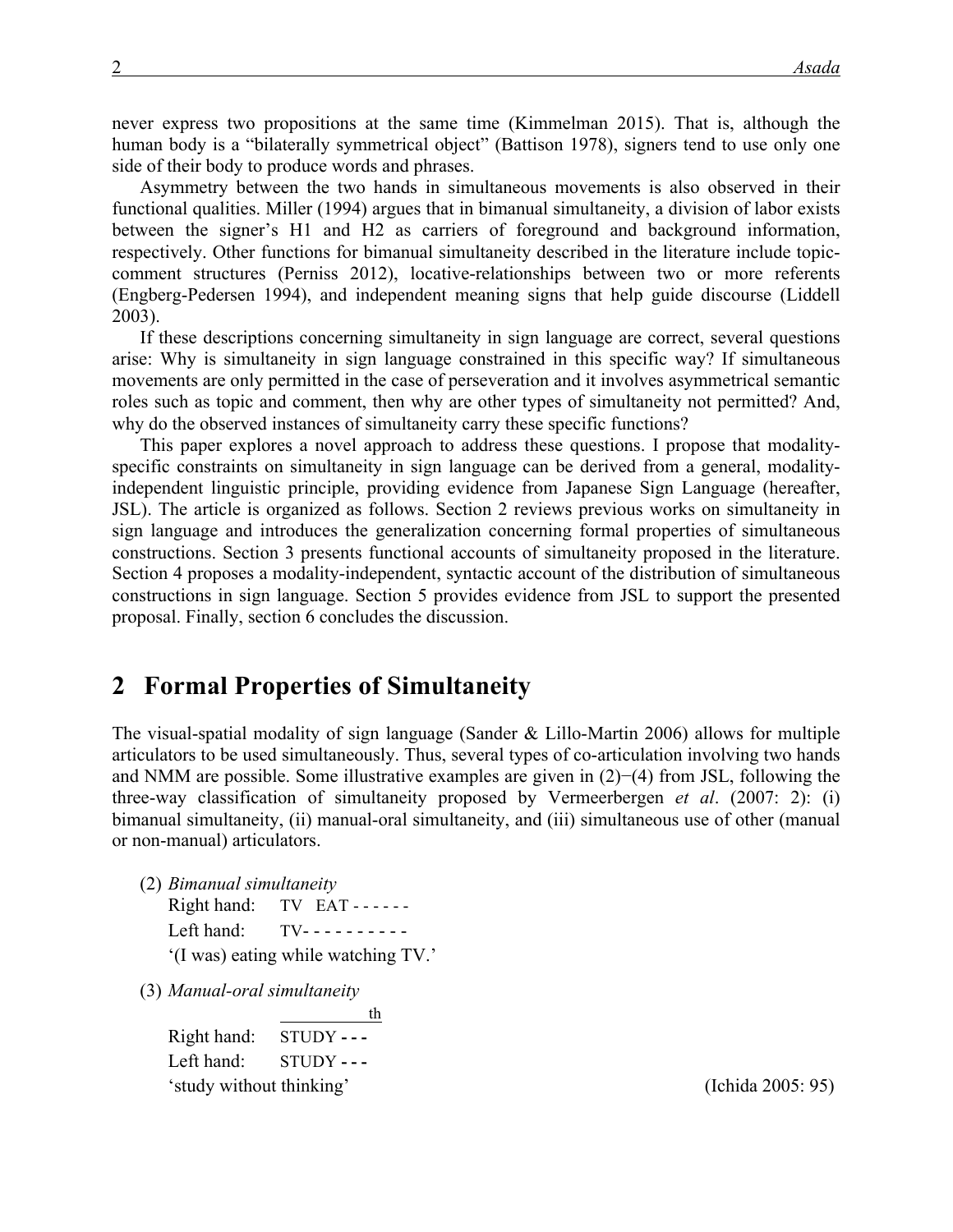never express two propositions at the same time (Kimmelman 2015). That is, although the human body is a “bilaterally symmetrical object” (Battison 1978), signers tend to use only one side of their body to produce words and phrases.

Asymmetry between the two hands in simultaneous movements is also observed in their functional qualities. Miller (1994) argues that in bimanual simultaneity, a division of labor exists between the signer’s H1 and H2 as carriers of foreground and background information, respectively. Other functions for bimanual simultaneity described in the literature include topic-comment structures (Perniss 2012), locative-relationships between two or more referents (Engberg-Pedersen 1994), and independent meaning signs that help guide discourse (Liddell 2003).

If these descriptions concerning simultaneity in sign language are correct, several questions arise: Why is simultaneity in sign language constrained in this specific way? If simultaneous movements are only permitted in the case of perseveration and it involves asymmetrical semantic roles such as topic and comment, then why are other types of simultaneity not permitted? And, why do the observed instances of simultaneity carry these specific functions?

This paper explores a novel approach to address these questions. I propose that modality-specific constraints on simultaneity in sign language can be derived from a general, modality-independent linguistic principle, providing evidence from Japanese Sign Language (hereafter, JSL). The article is organized as follows. Section 2 reviews previous works on simultaneity in sign language and introduces the generalization concerning formal properties of simultaneous constructions. Section 3 presents functional accounts of simultaneity proposed in the literature. Section 4 proposes a modality-independent, syntactic account of the distribution of simultaneous constructions in sign language. Section 5 provides evidence from JSL to support the presented proposal. Finally, section 6 concludes the discussion.

## 2 Formal Properties of Simultaneity

The visual-spatial modality of sign language (Sander & Lillo-Martin 2006) allows for multiple articulators to be used simultaneously. Thus, several types of co-articulation involving two hands and NMM are possible. Some illustrative examples are given in (2)−(4) from JSL, following the three-way classification of simultaneity proposed by Vermeerbergen *et al*. (2007: 2): (i) bimanual simultaneity, (ii) manual-oral simultaneity, and (iii) simultaneous use of other (manual or non-manual) articulators.

(2) *Bimanual simultaneity*

```
Right hand:   TV   EAT - - - - - -
Left hand:    TV- - - - - - - - - -
```

‘(I was) eating while watching TV.’

(3) *Manual-oral simultaneity*

```
              __________th
Right hand:   STUDY - - -
Left hand:    STUDY - - -
```

‘study without thinking’ (Ichida 2005: 95)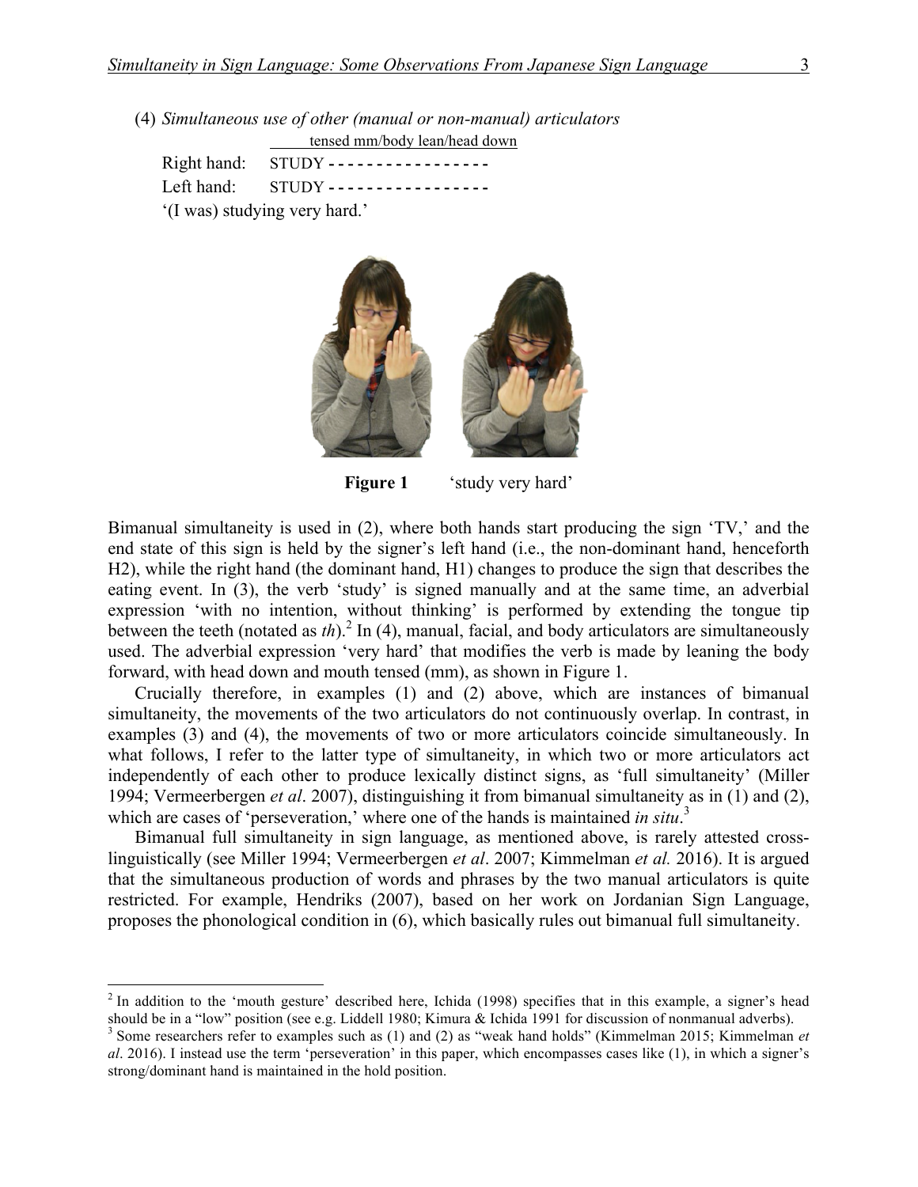(4) *Simultaneous use of other (manual or non-manual) articulators*

tensed mm/body lean/head down

Right hand: STUDY - - - - - - - - - - - - - - - - -

Left hand: STUDY - - - - - - - - - - - - - - - - -

'(I was) studying very hard.'

**Figure 1** 'study very hard'

Bimanual simultaneity is used in (2), where both hands start producing the sign 'TV,' and the end state of this sign is held by the signer's left hand (i.e., the non-dominant hand, henceforth H2), while the right hand (the dominant hand, H1) changes to produce the sign that describes the eating event. In (3), the verb 'study' is signed manually and at the same time, an adverbial expression 'with no intention, without thinking' is performed by extending the tongue tip between the teeth (notated as *th*).[2] In (4), manual, facial, and body articulators are simultaneously used. The adverbial expression 'very hard' that modifies the verb is made by leaning the body forward, with head down and mouth tensed (mm), as shown in Figure 1.

Crucially therefore, in examples (1) and (2) above, which are instances of bimanual simultaneity, the movements of the two articulators do not continuously overlap. In contrast, in examples (3) and (4), the movements of two or more articulators coincide simultaneously. In what follows, I refer to the latter type of simultaneity, in which two or more articulators act independently of each other to produce lexically distinct signs, as 'full simultaneity' (Miller 1994; Vermeerbergen *et al*. 2007), distinguishing it from bimanual simultaneity as in (1) and (2), which are cases of 'perseveration,' where one of the hands is maintained *in situ*.[3]

Bimanual full simultaneity in sign language, as mentioned above, is rarely attested cross-linguistically (see Miller 1994; Vermeerbergen *et al*. 2007; Kimmelman *et al.* 2016). It is argued that the simultaneous production of words and phrases by the two manual articulators is quite restricted. For example, Hendriks (2007), based on her work on Jordanian Sign Language, proposes the phonological condition in (6), which basically rules out bimanual full simultaneity.

---

[2] In addition to the 'mouth gesture' described here, Ichida (1998) specifies that in this example, a signer's head should be in a "low" position (see e.g. Liddell 1980; Kimura & Ichida 1991 for discussion of nonmanual adverbs).

[3] Some researchers refer to examples such as (1) and (2) as "weak hand holds" (Kimmelman 2015; Kimmelman *et al*. 2016). I instead use the term 'perseveration' in this paper, which encompasses cases like (1), in which a signer's strong/dominant hand is maintained in the hold position.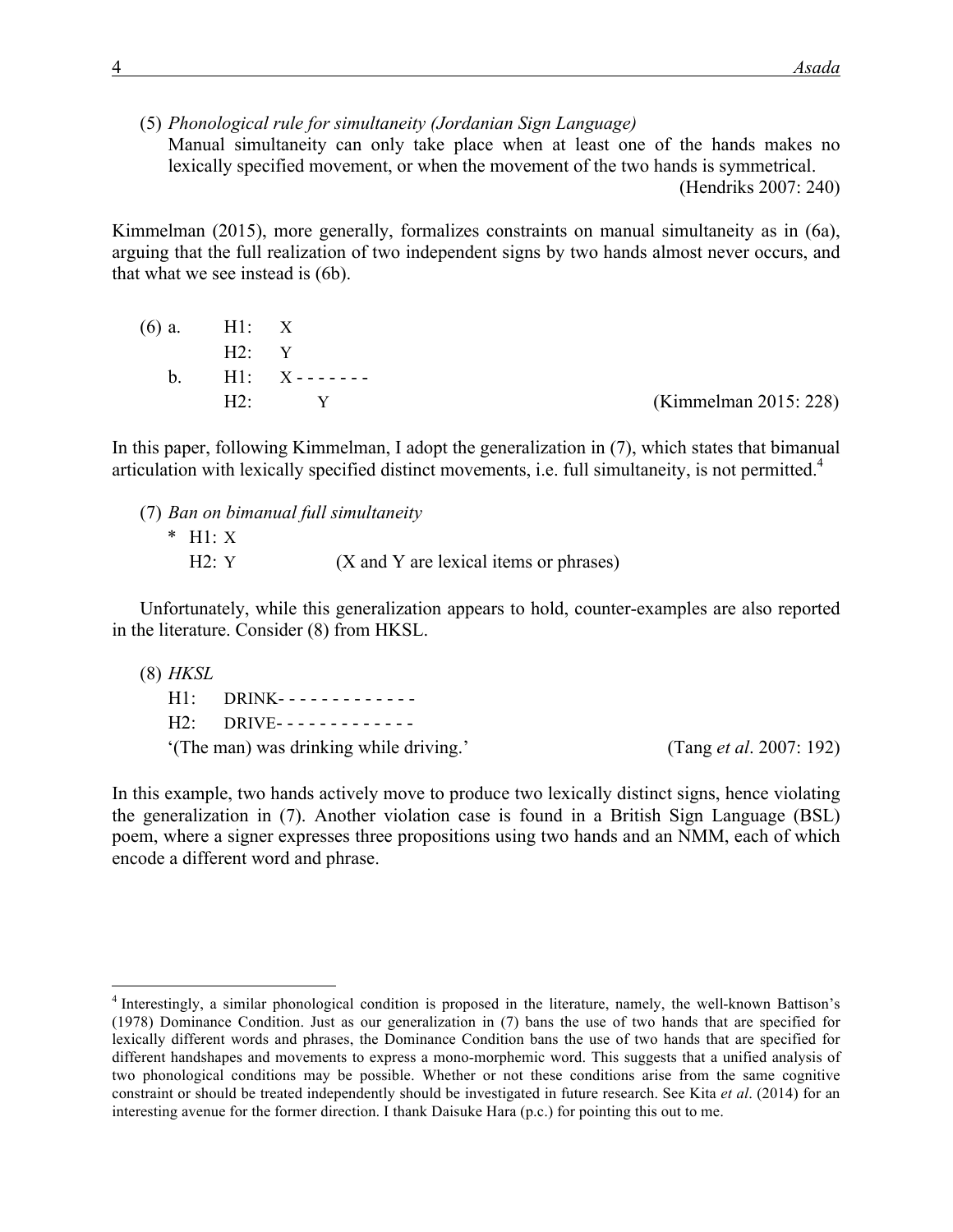(5) *Phonological rule for simultaneity (Jordanian Sign Language)*
Manual simultaneity can only take place when at least one of the hands makes no lexically specified movement, or when the movement of the two hands is symmetrical.
(Hendriks 2007: 240)

Kimmelman (2015), more generally, formalizes constraints on manual simultaneity as in (6a), arguing that the full realization of two independent signs by two hands almost never occurs, and that what we see instead is (6b).

```
(6) a.   H1:   X
         H2:   Y
    b.   H1:   X - - - - - - -
         H2:        Y                                   (Kimmelman 2015: 228)
```

In this paper, following Kimmelman, I adopt the generalization in (7), which states that bimanual articulation with lexically specified distinct movements, i.e. full simultaneity, is not permitted.[4]

```
(7) Ban on bimanual full simultaneity
    * H1: X
      H2: Y            (X and Y are lexical items or phrases)
```

Unfortunately, while this generalization appears to hold, counter-examples are also reported in the literature. Consider (8) from HKSL.

```
(8) HKSL
    H1:   DRINK- - - - - - - - - - - - -
    H2:   DRIVE- - - - - - - - - - - - -
    '(The man) was drinking while driving.'             (Tang et al. 2007: 192)
```

In this example, two hands actively move to produce two lexically distinct signs, hence violating the generalization in (7). Another violation case is found in a British Sign Language (BSL) poem, where a signer expresses three propositions using two hands and an NMM, each of which encode a different word and phrase.

---

[4] Interestingly, a similar phonological condition is proposed in the literature, namely, the well-known Battison's (1978) Dominance Condition. Just as our generalization in (7) bans the use of two hands that are specified for lexically different words and phrases, the Dominance Condition bans the use of two hands that are specified for different handshapes and movements to express a mono-morphemic word. This suggests that a unified analysis of two phonological conditions may be possible. Whether or not these conditions arise from the same cognitive constraint or should be treated independently should be investigated in future research. See Kita *et al*. (2014) for an interesting avenue for the former direction. I thank Daisuke Hara (p.c.) for pointing this out to me.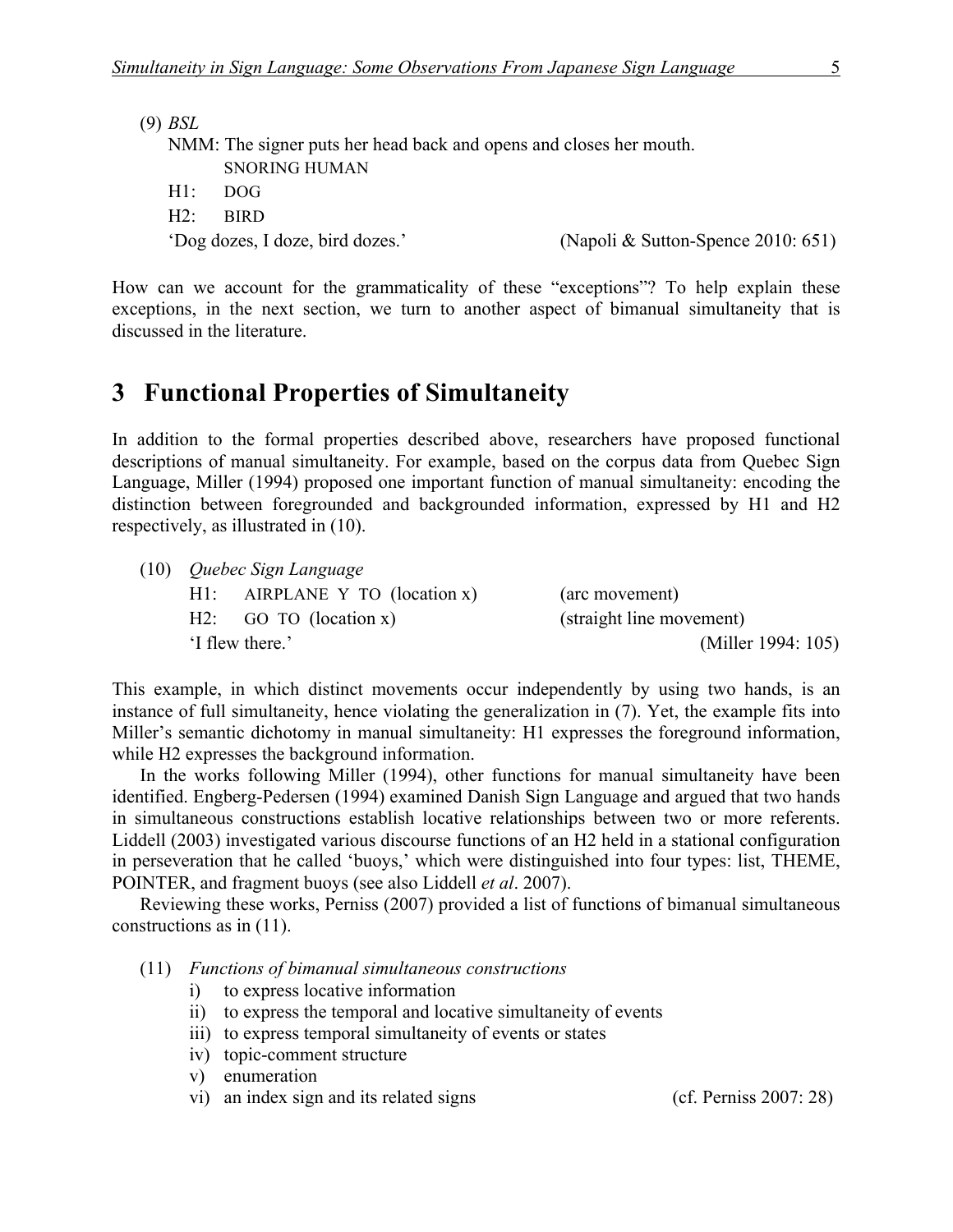(9) *BSL*

NMM: The signer puts her head back and opens and closes her mouth.
SNORING HUMAN
H1: DOG
H2: BIRD
'Dog dozes, I doze, bird dozes.' (Napoli & Sutton-Spence 2010: 651)

How can we account for the grammaticality of these "exceptions"? To help explain these exceptions, in the next section, we turn to another aspect of bimanual simultaneity that is discussed in the literature.

## 3 Functional Properties of Simultaneity

In addition to the formal properties described above, researchers have proposed functional descriptions of manual simultaneity. For example, based on the corpus data from Quebec Sign Language, Miller (1994) proposed one important function of manual simultaneity: encoding the distinction between foregrounded and backgrounded information, expressed by H1 and H2 respectively, as illustrated in (10).

(10) *Quebec Sign Language*

H1: AIRPLANE Y TO (location x) (arc movement)
H2: GO TO (location x) (straight line movement)
'I flew there.' (Miller 1994: 105)

This example, in which distinct movements occur independently by using two hands, is an instance of full simultaneity, hence violating the generalization in (7). Yet, the example fits into Miller's semantic dichotomy in manual simultaneity: H1 expresses the foreground information, while H2 expresses the background information.

In the works following Miller (1994), other functions for manual simultaneity have been identified. Engberg-Pedersen (1994) examined Danish Sign Language and argued that two hands in simultaneous constructions establish locative relationships between two or more referents. Liddell (2003) investigated various discourse functions of an H2 held in a stational configuration in perseveration that he called 'buoys,' which were distinguished into four types: list, THEME, POINTER, and fragment buoys (see also Liddell *et al*. 2007).

Reviewing these works, Perniss (2007) provided a list of functions of bimanual simultaneous constructions as in (11).

(11) *Functions of bimanual simultaneous constructions*

i) to express locative information
ii) to express the temporal and locative simultaneity of events
iii) to express temporal simultaneity of events or states
iv) topic-comment structure
v) enumeration
vi) an index sign and its related signs (cf. Perniss 2007: 28)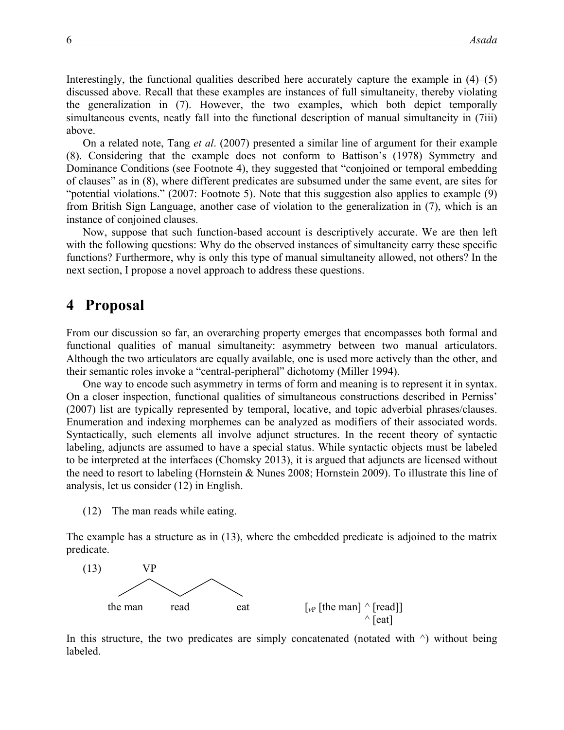Interestingly, the functional qualities described here accurately capture the example in (4)–(5) discussed above. Recall that these examples are instances of full simultaneity, thereby violating the generalization in (7). However, the two examples, which both depict temporally simultaneous events, neatly fall into the functional description of manual simultaneity in (7iii) above.

On a related note, Tang *et al*. (2007) presented a similar line of argument for their example (8). Considering that the example does not conform to Battison's (1978) Symmetry and Dominance Conditions (see Footnote 4), they suggested that "conjoined or temporal embedding of clauses" as in (8), where different predicates are subsumed under the same event, are sites for "potential violations." (2007: Footnote 5). Note that this suggestion also applies to example (9) from British Sign Language, another case of violation to the generalization in (7), which is an instance of conjoined clauses.

Now, suppose that such function-based account is descriptively accurate. We are then left with the following questions: Why do the observed instances of simultaneity carry these specific functions? Furthermore, why is only this type of manual simultaneity allowed, not others? In the next section, I propose a novel approach to address these questions.

## 4 Proposal

From our discussion so far, an overarching property emerges that encompasses both formal and functional qualities of manual simultaneity: asymmetry between two manual articulators. Although the two articulators are equally available, one is used more actively than the other, and their semantic roles invoke a "central-peripheral" dichotomy (Miller 1994).

One way to encode such asymmetry in terms of form and meaning is to represent it in syntax. On a closer inspection, functional qualities of simultaneous constructions described in Perniss' (2007) list are typically represented by temporal, locative, and topic adverbial phrases/clauses. Enumeration and indexing morphemes can be analyzed as modifiers of their associated words. Syntactically, such elements all involve adjunct structures. In the recent theory of syntactic labeling, adjuncts are assumed to have a special status. While syntactic objects must be labeled to be interpreted at the interfaces (Chomsky 2013), it is argued that adjuncts are licensed without the need to resort to labeling (Hornstein & Nunes 2008; Hornstein 2009). To illustrate this line of analysis, let us consider (12) in English.

(12) The man reads while eating.

The example has a structure as in (13), where the embedded predicate is adjoined to the matrix predicate.

(13) [VP [the man] [read] [eat]]

$[_{vP}$ [the man] ^ [read]]
 ^ [eat]

In this structure, the two predicates are simply concatenated (notated with ^) without being labeled.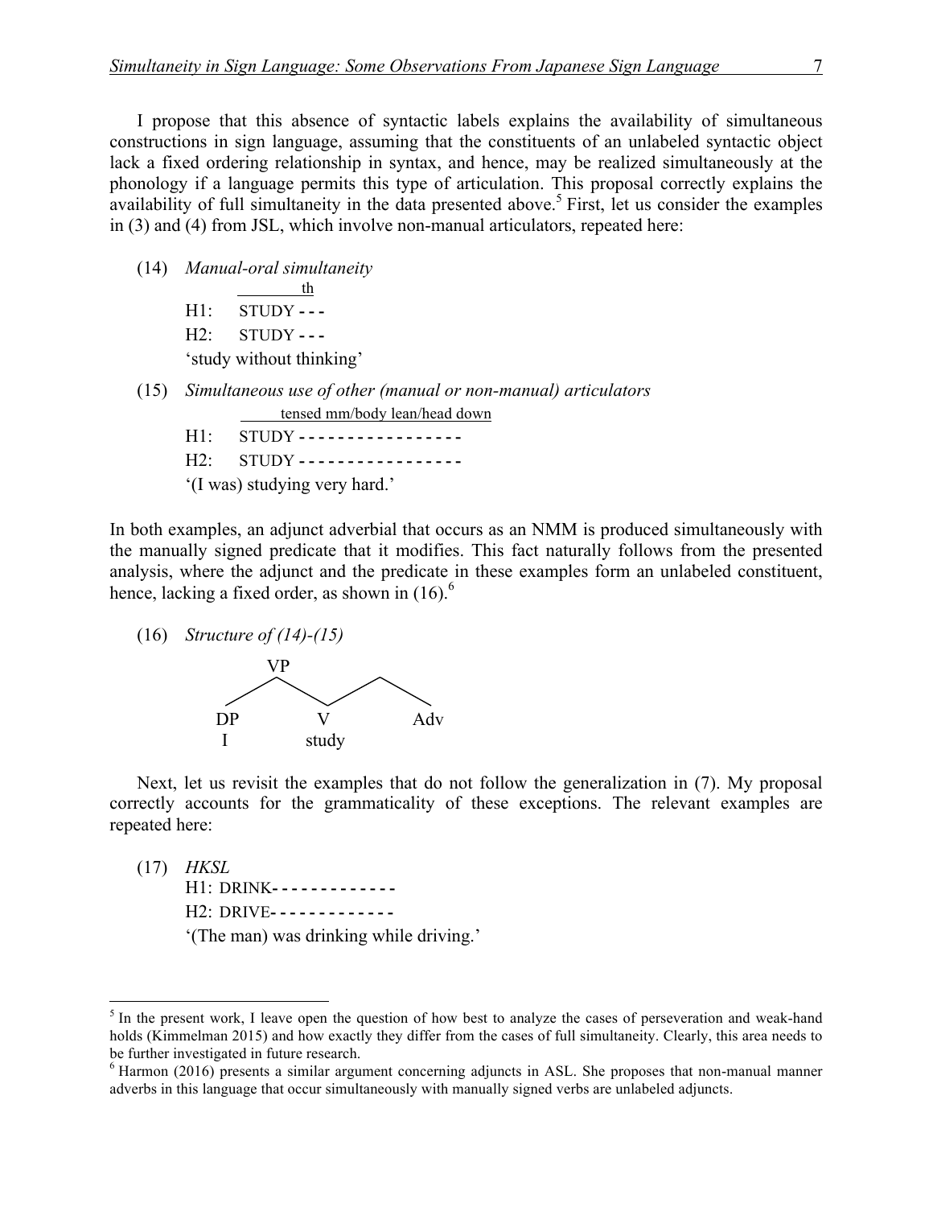I propose that this absence of syntactic labels explains the availability of simultaneous constructions in sign language, assuming that the constituents of an unlabeled syntactic object lack a fixed ordering relationship in syntax, and hence, may be realized simultaneously at the phonology if a language permits this type of articulation. This proposal correctly explains the availability of full simultaneity in the data presented above.[5] First, let us consider the examples in (3) and (4) from JSL, which involve non-manual articulators, repeated here:

(14) *Manual-oral simultaneity*

```
        ________th
H1:     STUDY - - -
H2:     STUDY - - -
'study without thinking'
```

(15) *Simultaneous use of other (manual or non-manual) articulators*

```
        _____tensed mm/body lean/head down
H1:     STUDY - - - - - - - - - - - - - - - - -
H2:     STUDY - - - - - - - - - - - - - - - - -
'(I was) studying very hard.'
```

In both examples, an adjunct adverbial that occurs as an NMM is produced simultaneously with the manually signed predicate that it modifies. This fact naturally follows from the presented analysis, where the adjunct and the predicate in these examples form an unlabeled constituent, hence, lacking a fixed order, as shown in (16).[6]

(16) *Structure of (14)-(15)*

```
        VP
      /    \
    DP      \    /\
    I        V      Adv
           study
```

Next, let us revisit the examples that do not follow the generalization in (7). My proposal correctly accounts for the grammaticality of these exceptions. The relevant examples are repeated here:

(17) *HKSL*

```
H1: DRINK- - - - - - - - - - - - -
H2: DRIVE- - - - - - - - - - - - -
'(The man) was drinking while driving.'
```

---

[5] In the present work, I leave open the question of how best to analyze the cases of perseveration and weak-hand holds (Kimmelman 2015) and how exactly they differ from the cases of full simultaneity. Clearly, this area needs to be further investigated in future research.

[6] Harmon (2016) presents a similar argument concerning adjuncts in ASL. She proposes that non-manual manner adverbs in this language that occur simultaneously with manually signed verbs are unlabeled adjuncts.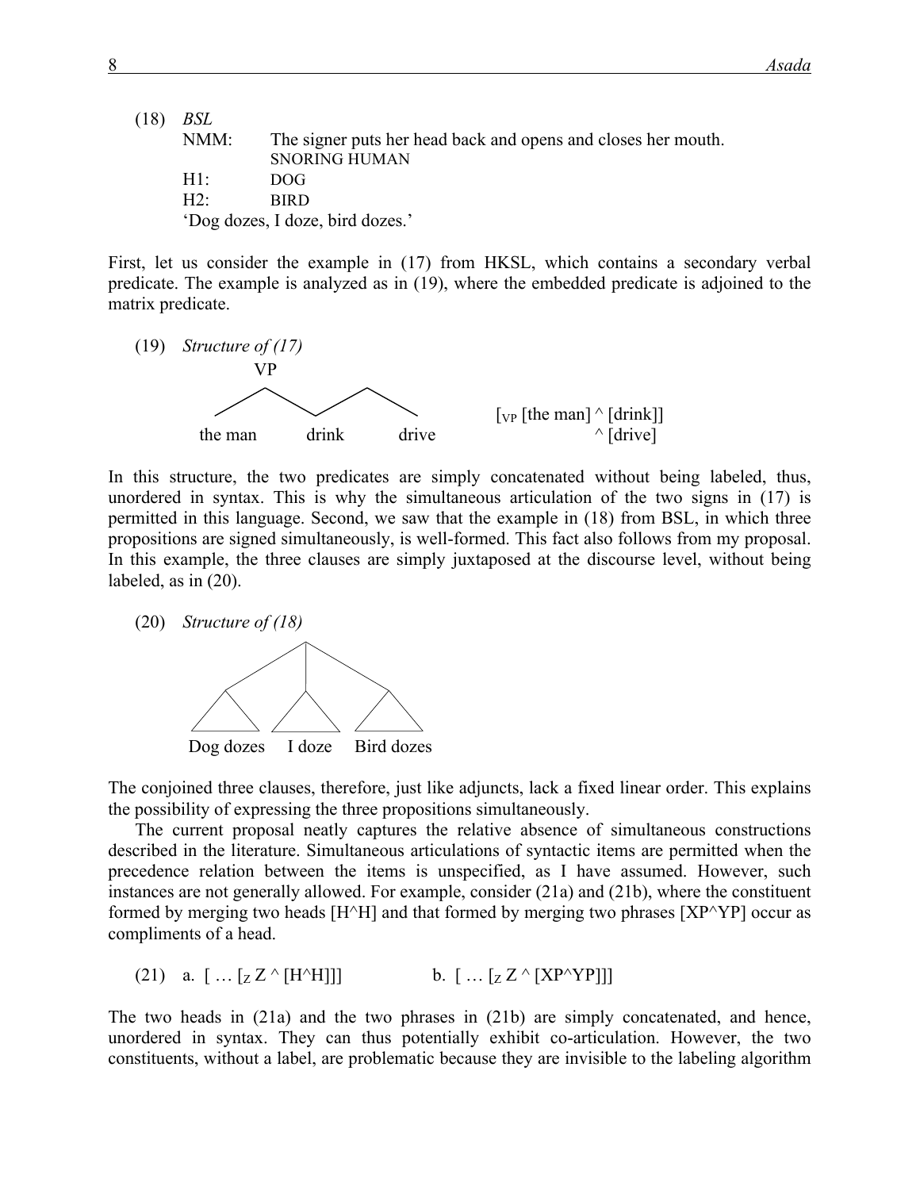(18) *BSL*

NMM: The signer puts her head back and opens and closes her mouth.
 SNORING HUMAN
H1: DOG
H2: BIRD
'Dog dozes, I doze, bird dozes.'

First, let us consider the example in (17) from HKSL, which contains a secondary verbal predicate. The example is analyzed as in (19), where the embedded predicate is adjoined to the matrix predicate.

(19) *Structure of (17)*

```
        VP
       /  \  /\
      /    \/  \
 the man  drink  drive
```

$[_{VP}$ [the man] ^ [drink]]
 ^ [drive]

In this structure, the two predicates are simply concatenated without being labeled, thus, unordered in syntax. This is why the simultaneous articulation of the two signs in (17) is permitted in this language. Second, we saw that the example in (18) from BSL, in which three propositions are signed simultaneously, is well-formed. This fact also follows from my proposal. In this example, the three clauses are simply juxtaposed at the discourse level, without being labeled, as in (20).

(20) *Structure of (18)*

```
          /|\
         / | \
        /  |  \
      /\  /\   /\
 Dog dozes  I doze  Bird dozes
```

The conjoined three clauses, therefore, just like adjuncts, lack a fixed linear order. This explains the possibility of expressing the three propositions simultaneously.

The current proposal neatly captures the relative absence of simultaneous constructions described in the literature. Simultaneous articulations of syntactic items are permitted when the precedence relation between the items is unspecified, as I have assumed. However, such instances are not generally allowed. For example, consider (21a) and (21b), where the constituent formed by merging two heads [H^H] and that formed by merging two phrases [XP^YP] occur as compliments of a head.

(21) a. [ … $[_Z$ Z ^ [H^H]]]  b. [ … $[_Z$ Z ^ [XP^YP]]]

The two heads in (21a) and the two phrases in (21b) are simply concatenated, and hence, unordered in syntax. They can thus potentially exhibit co-articulation. However, the two constituents, without a label, are problematic because they are invisible to the labeling algorithm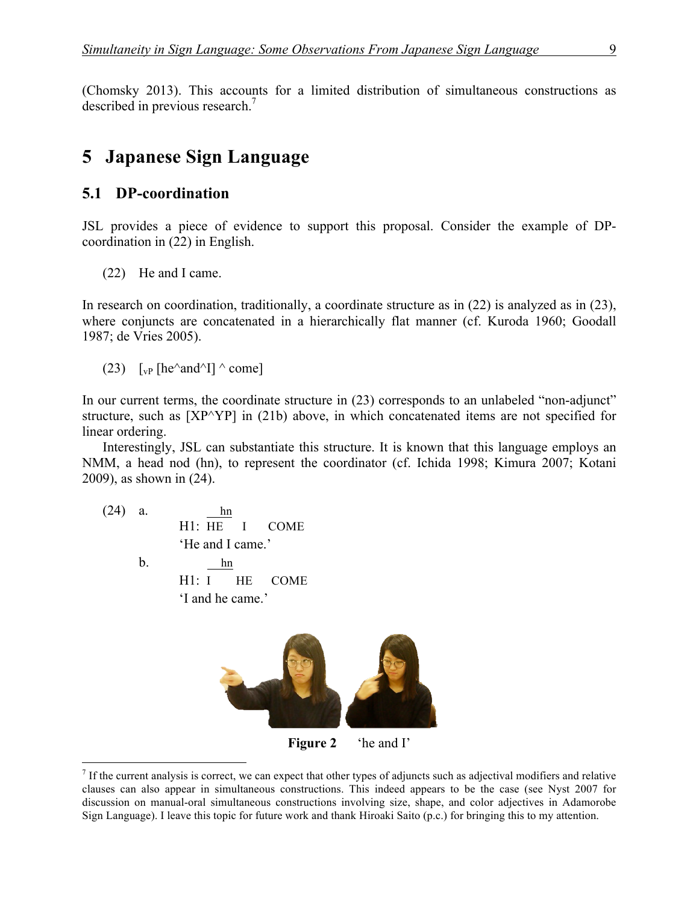(Chomsky 2013). This accounts for a limited distribution of simultaneous constructions as described in previous research.[7]

## 5 Japanese Sign Language

### 5.1 DP-coordination

JSL provides a piece of evidence to support this proposal. Consider the example of DP-coordination in (22) in English.

(22) He and I came.

In research on coordination, traditionally, a coordinate structure as in (22) is analyzed as in (23), where conjuncts are concatenated in a hierarchically flat manner (cf. Kuroda 1960; Goodall 1987; de Vries 2005).

(23) [$_{vP}$ [he^and^I] ^ come]

In our current terms, the coordinate structure in (23) corresponds to an unlabeled "non-adjunct" structure, such as [XP^YP] in (21b) above, in which concatenated items are not specified for linear ordering.

Interestingly, JSL can substantiate this structure. It is known that this language employs an NMM, a head nod (hn), to represent the coordinator (cf. Ichida 1998; Kimura 2007; Kotani 2009), as shown in (24).

(24) a.
```
         hn
    H1: HE    I    COME
```
'He and I came.'

b.
```
         hn
    H1: I    HE    COME
```
'I and he came.'

**Figure 2** 'he and I'

[7] If the current analysis is correct, we can expect that other types of adjuncts such as adjectival modifiers and relative clauses can also appear in simultaneous constructions. This indeed appears to be the case (see Nyst 2007 for discussion on manual-oral simultaneous constructions involving size, shape, and color adjectives in Adamorobe Sign Language). I leave this topic for future work and thank Hiroaki Saito (p.c.) for bringing this to my attention.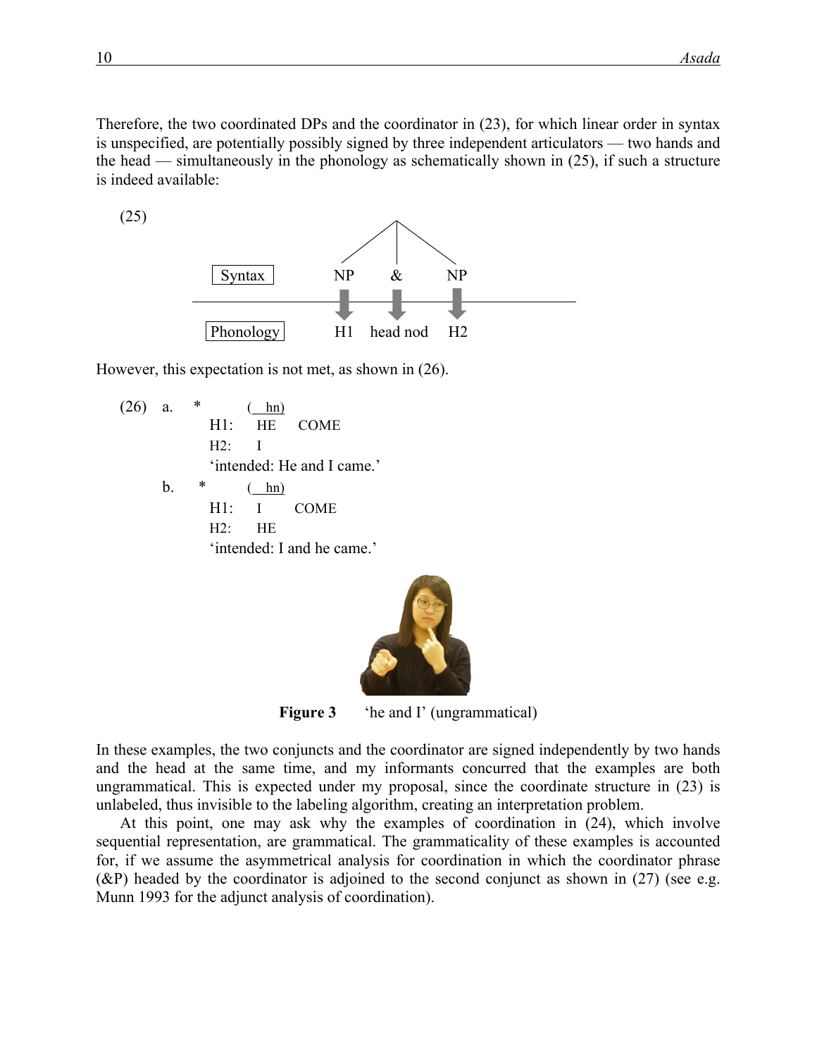Therefore, the two coordinated DPs and the coordinator in (23), for which linear order in syntax is unspecified, are potentially possibly signed by three independent articulators — two hands and the head — simultaneously in the phonology as schematically shown in (25), if such a structure is indeed available:

```
(25)
                              /|\
                             / | \
           Syntax           NP  &  NP
          --------------------------------------
                            ↓   ↓   ↓
           Phonology        H1 head nod H2
```

However, this expectation is not met, as shown in (26).

```
(26) a.  *      (__hn)
            H1:  HE    COME
            H2:  I
            'intended: He and I came.'
     b.  *      (__hn)
            H1:  I     COME
            H2:  HE
            'intended: I and he came.'
```

**Figure 3** 'he and I' (ungrammatical)

In these examples, the two conjuncts and the coordinator are signed independently by two hands and the head at the same time, and my informants concurred that the examples are both ungrammatical. This is expected under my proposal, since the coordinate structure in (23) is unlabeled, thus invisible to the labeling algorithm, creating an interpretation problem.

At this point, one may ask why the examples of coordination in (24), which involve sequential representation, are grammatical. The grammaticality of these examples is accounted for, if we assume the asymmetrical analysis for coordination in which the coordinator phrase (&P) headed by the coordinator is adjoined to the second conjunct as shown in (27) (see e.g. Munn 1993 for the adjunct analysis of coordination).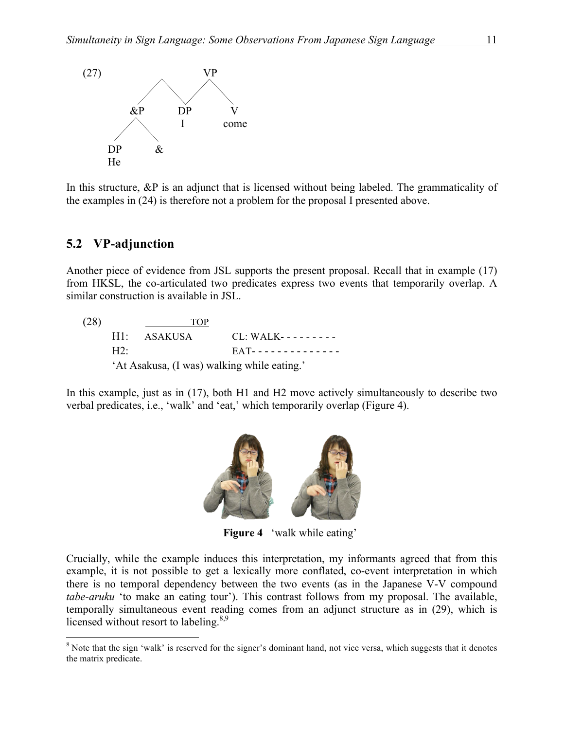(27)

```
              VP
         /    |    \
      &P      DP     V
     /  \     I     come
   DP    &
   He
```

In this structure, &P is an adjunct that is licensed without being labeled. The grammaticality of the examples in (24) is therefore not a problem for the proposal I presented above.

## 5.2 VP-adjunction

Another piece of evidence from JSL supports the present proposal. Recall that in example (17) from HKSL, the co-articulated two predicates express two events that temporarily overlap. A similar construction is available in JSL.

(28)

```
              TOP
      H1:   ASAKUSA      CL: WALK- - - - - - - - -
      H2:                EAT- - - - - - - - - - - - - -
```

'At Asakusa, (I was) walking while eating.'

In this example, just as in (17), both H1 and H2 move actively simultaneously to describe two verbal predicates, i.e., 'walk' and 'eat,' which temporarily overlap (Figure 4).

**Figure 4** 'walk while eating'

Crucially, while the example induces this interpretation, my informants agreed that from this example, it is not possible to get a lexically more conflated, co-event interpretation in which there is no temporal dependency between the two events (as in the Japanese V-V compound *tabe-aruku* 'to make an eating tour'). This contrast follows from my proposal. The available, temporally simultaneous event reading comes from an adjunct structure as in (29), which is licensed without resort to labeling.[8,9]

---

[8] Note that the sign 'walk' is reserved for the signer's dominant hand, not vice versa, which suggests that it denotes the matrix predicate.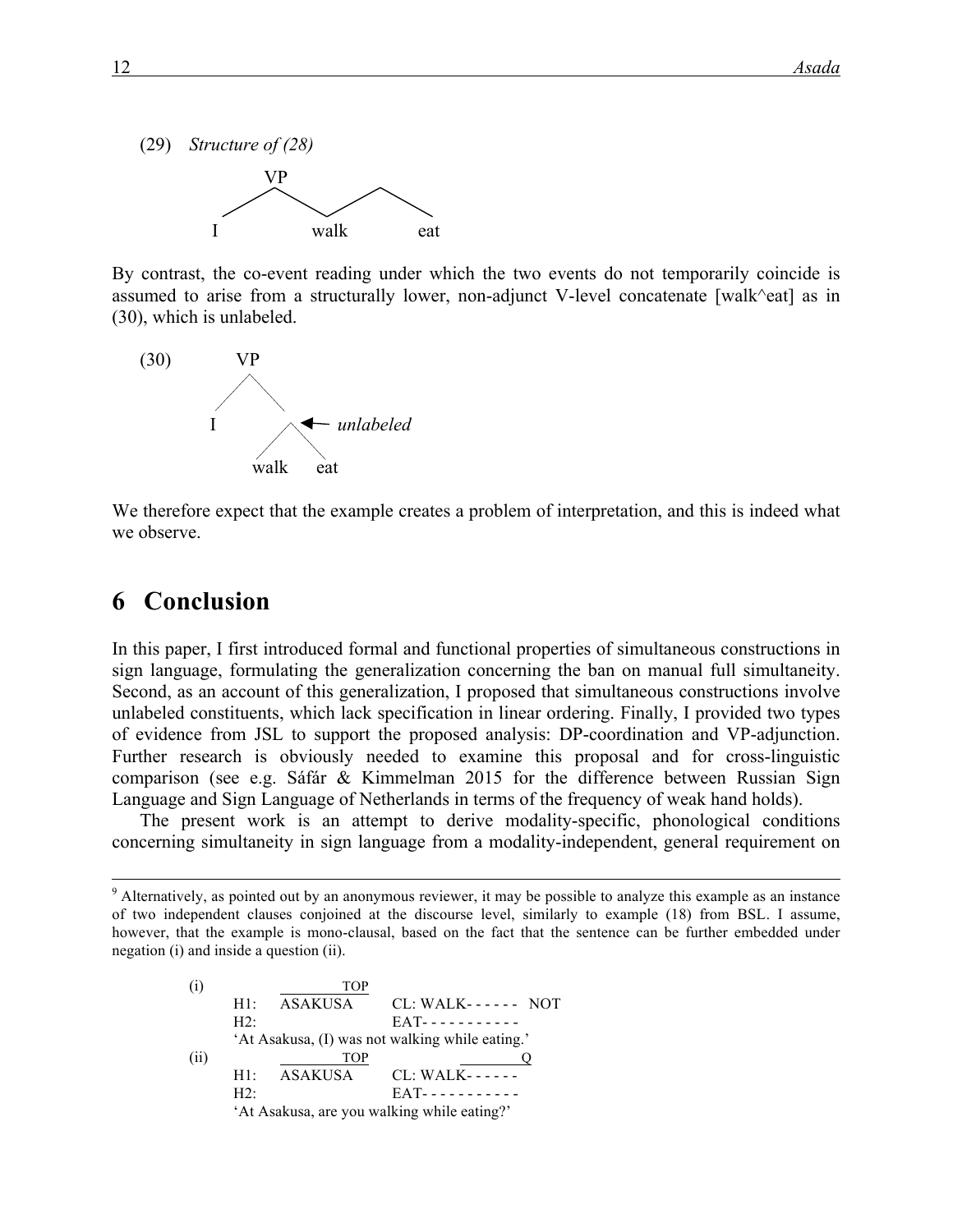(29) *Structure of (28)*

```
        VP
      /    \    /  \
     I     walk     eat
```

By contrast, the co-event reading under which the two events do not temporarily coincide is assumed to arise from a structurally lower, non-adjunct V-level concatenate [walk^eat] as in (30), which is unlabeled.

(30)

```
        VP
       /  \
      I    ·  ← unlabeled
          / \
       walk  eat
```

We therefore expect that the example creates a problem of interpretation, and this is indeed what we observe.

# 6 Conclusion

In this paper, I first introduced formal and functional properties of simultaneous constructions in sign language, formulating the generalization concerning the ban on manual full simultaneity. Second, as an account of this generalization, I proposed that simultaneous constructions involve unlabeled constituents, which lack specification in linear ordering. Finally, I provided two types of evidence from JSL to support the proposed analysis: DP-coordination and VP-adjunction. Further research is obviously needed to examine this proposal and for cross-linguistic comparison (see e.g. Sáfár & Kimmelman 2015 for the difference between Russian Sign Language and Sign Language of Netherlands in terms of the frequency of weak hand holds).

The present work is an attempt to derive modality-specific, phonological conditions concerning simultaneity in sign language from a modality-independent, general requirement on

---

[9] Alternatively, as pointed out by an anonymous reviewer, it may be possible to analyze this example as an instance of two independent clauses conjoined at the discourse level, similarly to example (18) from BSL. I assume, however, that the example is mono-clausal, based on the fact that the sentence can be further embedded under negation (i) and inside a question (ii).

```
(i)          ______TOP
      H1:   ASAKUSA      CL: WALK- - - - - -   NOT
      H2:                EAT- - - - - - - - - - -
      'At Asakusa, (I) was not walking while eating.'
(ii)         ______TOP              ________Q
      H1:   ASAKUSA      CL: WALK- - - - - -
      H2:                EAT- - - - - - - - - - -
      'At Asakusa, are you walking while eating?'
```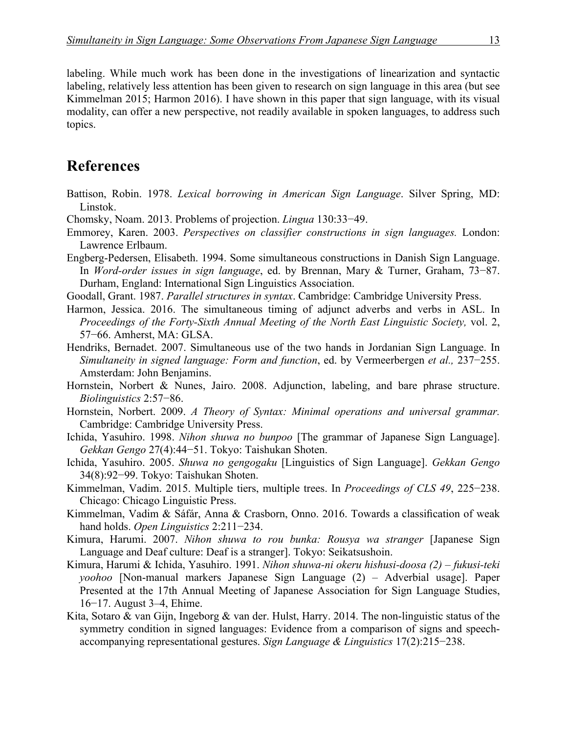labeling. While much work has been done in the investigations of linearization and syntactic labeling, relatively less attention has been given to research on sign language in this area (but see Kimmelman 2015; Harmon 2016). I have shown in this paper that sign language, with its visual modality, can offer a new perspective, not readily available in spoken languages, to address such topics.

## References

Battison, Robin. 1978. *Lexical borrowing in American Sign Language*. Silver Spring, MD: Linstok.

Chomsky, Noam. 2013. Problems of projection. *Lingua* 130:33−49.

Emmorey, Karen. 2003. *Perspectives on classifier constructions in sign languages.* London: Lawrence Erlbaum.

Engberg-Pedersen, Elisabeth. 1994. Some simultaneous constructions in Danish Sign Language. In *Word-order issues in sign language*, ed. by Brennan, Mary & Turner, Graham, 73−87. Durham, England: International Sign Linguistics Association.

Goodall, Grant. 1987. *Parallel structures in syntax*. Cambridge: Cambridge University Press.

Harmon, Jessica. 2016. The simultaneous timing of adjunct adverbs and verbs in ASL. In *Proceedings of the Forty-Sixth Annual Meeting of the North East Linguistic Society,* vol. 2, 57−66. Amherst, MA: GLSA.

Hendriks, Bernadet. 2007. Simultaneous use of the two hands in Jordanian Sign Language. In *Simultaneity in signed language: Form and function*, ed. by Vermeerbergen *et al.,* 237−255. Amsterdam: John Benjamins.

Hornstein, Norbert & Nunes, Jairo. 2008. Adjunction, labeling, and bare phrase structure. *Biolinguistics* 2:57−86.

Hornstein, Norbert. 2009. *A Theory of Syntax: Minimal operations and universal grammar.* Cambridge: Cambridge University Press.

Ichida, Yasuhiro. 1998. *Nihon shuwa no bunpoo* [The grammar of Japanese Sign Language]. *Gekkan Gengo* 27(4):44−51. Tokyo: Taishukan Shoten.

Ichida, Yasuhiro. 2005. *Shuwa no gengogaku* [Linguistics of Sign Language]. *Gekkan Gengo* 34(8):92−99. Tokyo: Taishukan Shoten.

Kimmelman, Vadim. 2015. Multiple tiers, multiple trees. In *Proceedings of CLS 49*, 225−238. Chicago: Chicago Linguistic Press.

Kimmelman, Vadim & Sáfár, Anna & Crasborn, Onno. 2016. Towards a classification of weak hand holds. *Open Linguistics* 2:211−234.

Kimura, Harumi. 2007. *Nihon shuwa to rou bunka: Rousya wa stranger* [Japanese Sign Language and Deaf culture: Deaf is a stranger]. Tokyo: Seikatsushoin.

Kimura, Harumi & Ichida, Yasuhiro. 1991. *Nihon shuwa-ni okeru hishusi-doosa (2) – fukusi-teki yoohoo* [Non-manual markers Japanese Sign Language (2) – Adverbial usage]. Paper Presented at the 17th Annual Meeting of Japanese Association for Sign Language Studies, 16−17. August 3–4, Ehime.

Kita, Sotaro & van Gijn, Ingeborg & van der. Hulst, Harry. 2014. The non-linguistic status of the symmetry condition in signed languages: Evidence from a comparison of signs and speech-accompanying representational gestures. *Sign Language & Linguistics* 17(2):215−238.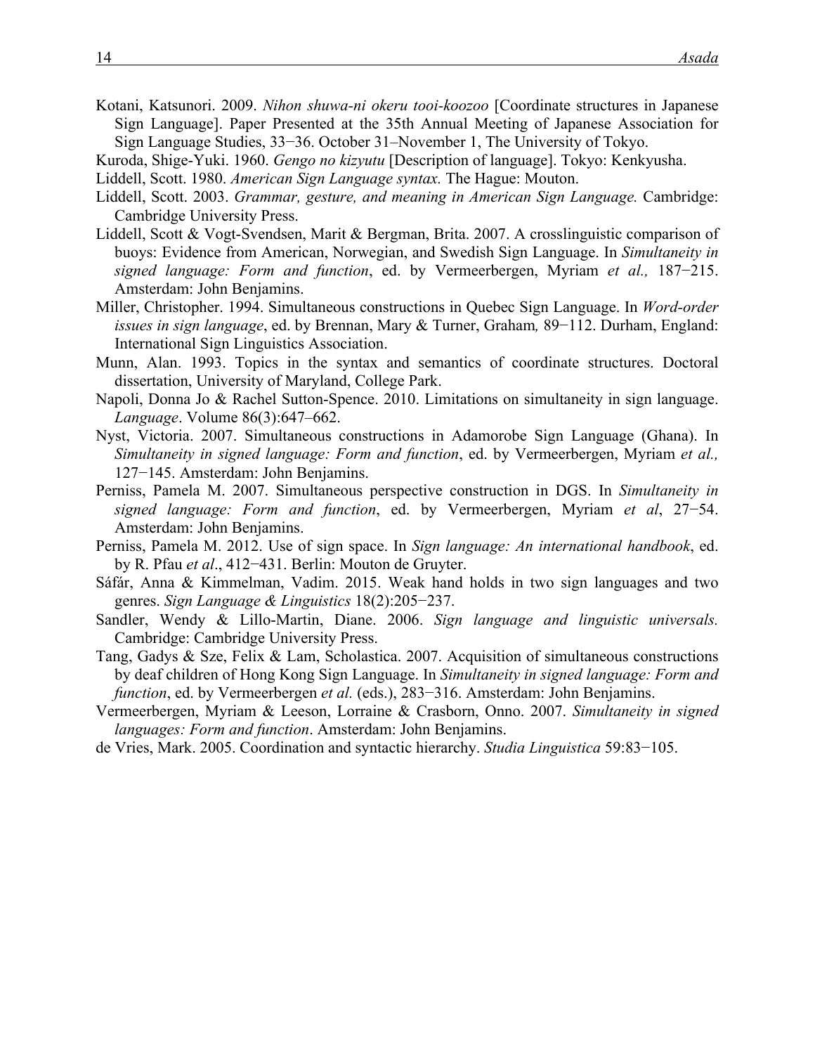Kotani, Katsunori. 2009. *Nihon shuwa-ni okeru tooi-koozoo* [Coordinate structures in Japanese Sign Language]. Paper Presented at the 35th Annual Meeting of Japanese Association for Sign Language Studies, 33−36. October 31–November 1, The University of Tokyo.

Kuroda, Shige-Yuki. 1960. *Gengo no kizyutu* [Description of language]. Tokyo: Kenkyusha.

Liddell, Scott. 1980. *American Sign Language syntax.* The Hague: Mouton.

Liddell, Scott. 2003. *Grammar, gesture, and meaning in American Sign Language.* Cambridge: Cambridge University Press.

Liddell, Scott & Vogt-Svendsen, Marit & Bergman, Brita. 2007. A crosslinguistic comparison of buoys: Evidence from American, Norwegian, and Swedish Sign Language. In *Simultaneity in signed language: Form and function*, ed. by Vermeerbergen, Myriam *et al.,* 187−215. Amsterdam: John Benjamins.

Miller, Christopher. 1994. Simultaneous constructions in Quebec Sign Language. In *Word-order issues in sign language*, ed. by Brennan, Mary & Turner, Graham*,* 89−112. Durham, England: International Sign Linguistics Association.

Munn, Alan. 1993. Topics in the syntax and semantics of coordinate structures. Doctoral dissertation, University of Maryland, College Park.

Napoli, Donna Jo & Rachel Sutton-Spence. 2010. Limitations on simultaneity in sign language. *Language*. Volume 86(3):647–662.

Nyst, Victoria. 2007. Simultaneous constructions in Adamorobe Sign Language (Ghana). In *Simultaneity in signed language: Form and function*, ed. by Vermeerbergen, Myriam *et al.,* 127−145. Amsterdam: John Benjamins.

Perniss, Pamela M. 2007. Simultaneous perspective construction in DGS. In *Simultaneity in signed language: Form and function*, ed. by Vermeerbergen, Myriam *et al*, 27−54. Amsterdam: John Benjamins.

Perniss, Pamela M. 2012. Use of sign space. In *Sign language: An international handbook*, ed. by R. Pfau *et al*., 412−431. Berlin: Mouton de Gruyter.

Sáfár, Anna & Kimmelman, Vadim. 2015. Weak hand holds in two sign languages and two genres. *Sign Language & Linguistics* 18(2):205−237.

Sandler, Wendy & Lillo-Martin, Diane. 2006. *Sign language and linguistic universals.* Cambridge: Cambridge University Press.

Tang, Gadys & Sze, Felix & Lam, Scholastica. 2007. Acquisition of simultaneous constructions by deaf children of Hong Kong Sign Language. In *Simultaneity in signed language: Form and function*, ed. by Vermeerbergen *et al.* (eds.), 283−316. Amsterdam: John Benjamins.

Vermeerbergen, Myriam & Leeson, Lorraine & Crasborn, Onno. 2007. *Simultaneity in signed languages: Form and function*. Amsterdam: John Benjamins.

de Vries, Mark. 2005. Coordination and syntactic hierarchy. *Studia Linguistica* 59:83−105.